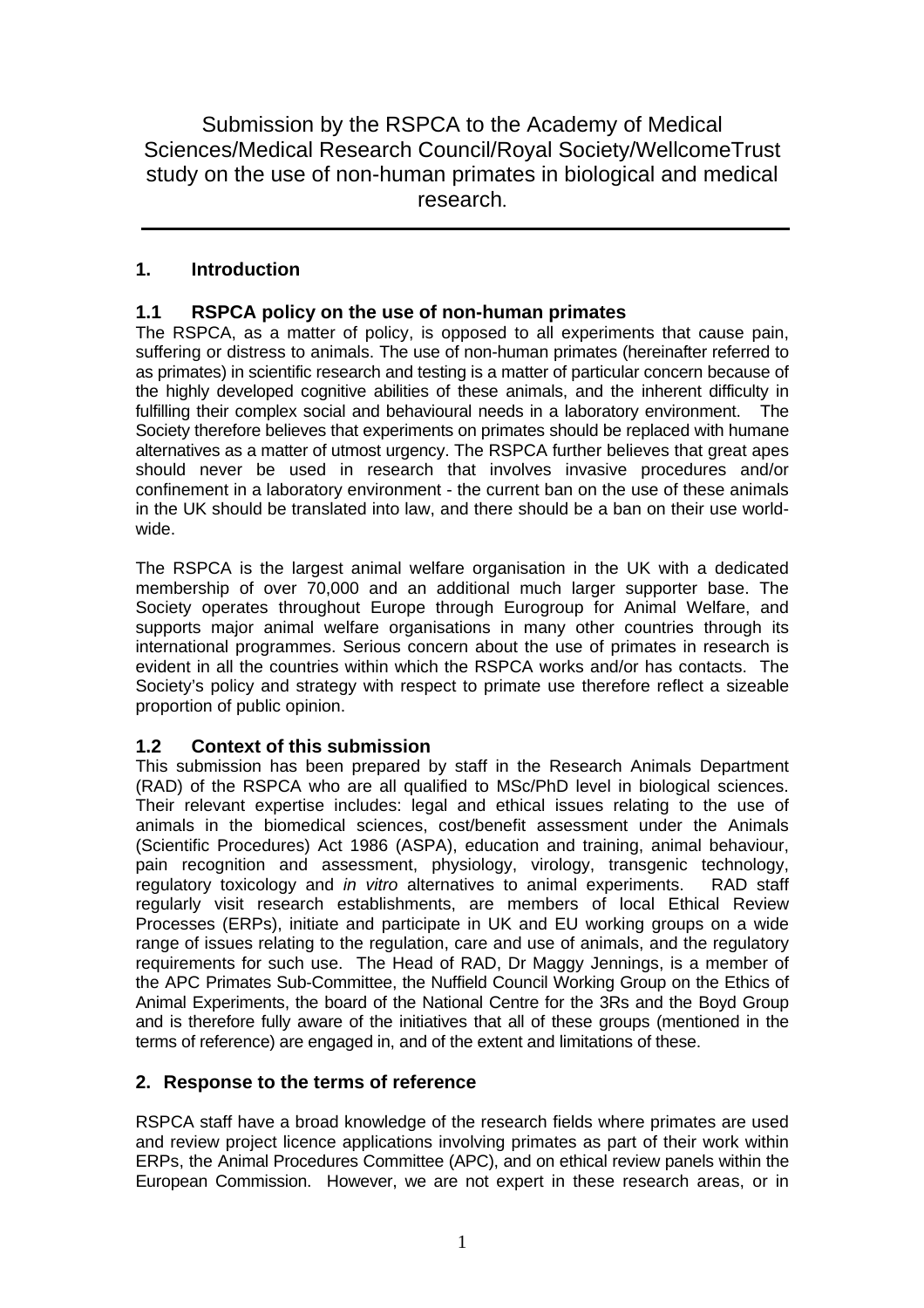# Submission by the RSPCA to the Academy of Medical Sciences/Medical Research Council/Royal Society/WellcomeTrust study on the use of non-human primates in biological and medical research.

## 1. Introduction

### 1.1 RSPCA policy on the use of non-human primates

The RSPCA, as a matter of policy, is opposed to all experiments that cause pain, suffering or distress to animals. The use of non-human primates (hereinafter referred to as primates) in scientific research and testing is a matter of particular concern because of the highly developed cognitive abilities of these animals, and the inherent difficulty in fulfilling their complex social and behavioural needs in a laboratory environment. The Society therefore believes that experiments on primates should be replaced with humane alternatives as a matter of utmost urgency. The RSPCA further believes that great apes should never be used in research that involves invasive procedures and/or confinement in a laboratory environment - the current ban on the use of these animals in the UK should be translated into law, and there should be a ban on their use world-wide.

The RSPCA is the largest animal welfare organisation in the UK with a dedicated membership of over 70,000 and an additional much larger supporter base. The Society operates throughout Europe through Eurogroup for Animal Welfare, and supports major animal welfare organisations in many other countries through its international programmes. Serious concern about the use of primates in research is evident in all the countries within which the RSPCA works and/or has contacts. The Society's policy and strategy with respect to primate use therefore reflect a sizeable proportion of public opinion.

### 1.2 Context of this submission

This submission has been prepared by staff in the Research Animals Department (RAD) of the RSPCA who are all qualified to MSc/PhD level in biological sciences. Their relevant expertise includes: legal and ethical issues relating to the use of animals in the biomedical sciences, cost/benefit assessment under the Animals (Scientific Procedures) Act 1986 (ASPA), education and training, animal behaviour, pain recognition and assessment, physiology, virology, transgenic technology, regulatory toxicology and *in vitro* alternatives to animal experiments. RAD staff regularly visit research establishments, are members of local Ethical Review Processes (ERPs), initiate and participate in UK and EU working groups on a wide range of issues relating to the regulation, care and use of animals, and the regulatory requirements for such use. The Head of RAD, Dr Maggy Jennings, is a member of the APC Primates Sub-Committee, the Nuffield Council Working Group on the Ethics of Animal Experiments, the board of the National Centre for the 3Rs and the Boyd Group and is therefore fully aware of the initiatives that all of these groups (mentioned in the terms of reference) are engaged in, and of the extent and limitations of these.

## 2. Response to the terms of reference

RSPCA staff have a broad knowledge of the research fields where primates are used and review project licence applications involving primates as part of their work within ERPs, the Animal Procedures Committee (APC), and on ethical review panels within the European Commission. However, we are not expert in these research areas, or in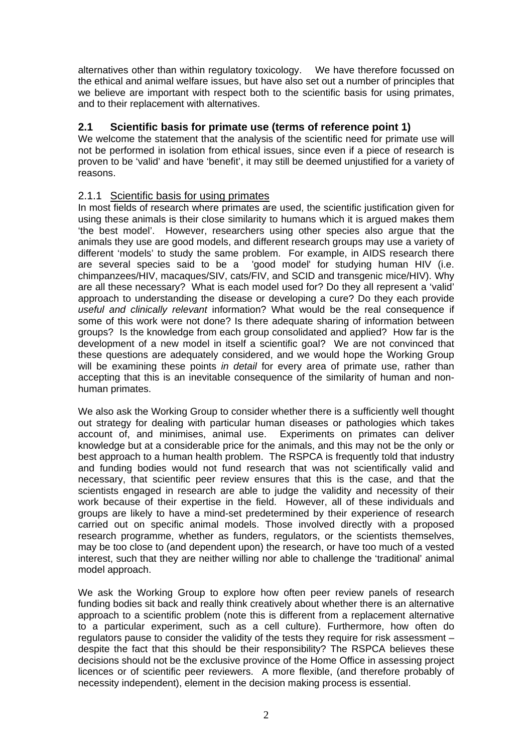alternatives other than within regulatory toxicology. We have therefore focussed on the ethical and animal welfare issues, but have also set out a number of principles that we believe are important with respect both to the scientific basis for using primates, and to their replacement with alternatives.

## 2.1 Scientific basis for primate use (terms of reference point 1)

We welcome the statement that the analysis of the scientific need for primate use will not be performed in isolation from ethical issues, since even if a piece of research is proven to be 'valid' and have 'benefit', it may still be deemed unjustified for a variety of reasons.

### 2.1.1 Scientific basis for using primates

In most fields of research where primates are used, the scientific justification given for using these animals is their close similarity to humans which it is argued makes them 'the best model'. However, researchers using other species also argue that the animals they use are good models, and different research groups may use a variety of different 'models' to study the same problem. For example, in AIDS research there are several species said to be a 'good model' for studying human HIV (i.e. chimpanzees/HIV, macaques/SIV, cats/FIV, and SCID and transgenic mice/HIV). Why are all these necessary? What is each model used for? Do they all represent a 'valid' approach to understanding the disease or developing a cure? Do they each provide *useful and clinically relevant* information? What would be the real consequence if some of this work were not done? Is there adequate sharing of information between groups? Is the knowledge from each group consolidated and applied? How far is the development of a new model in itself a scientific goal? We are not convinced that these questions are adequately considered, and we would hope the Working Group will be examining these points *in detail* for every area of primate use, rather than accepting that this is an inevitable consequence of the similarity of human and non-human primates.

We also ask the Working Group to consider whether there is a sufficiently well thought out strategy for dealing with particular human diseases or pathologies which takes account of, and minimises, animal use. Experiments on primates can deliver knowledge but at a considerable price for the animals, and this may not be the only or best approach to a human health problem. The RSPCA is frequently told that industry and funding bodies would not fund research that was not scientifically valid and necessary, that scientific peer review ensures that this is the case, and that the scientists engaged in research are able to judge the validity and necessity of their work because of their expertise in the field. However, all of these individuals and groups are likely to have a mind-set predetermined by their experience of research carried out on specific animal models. Those involved directly with a proposed research programme, whether as funders, regulators, or the scientists themselves, may be too close to (and dependent upon) the research, or have too much of a vested interest, such that they are neither willing nor able to challenge the 'traditional' animal model approach.

We ask the Working Group to explore how often peer review panels of research funding bodies sit back and really think creatively about whether there is an alternative approach to a scientific problem (note this is different from a replacement alternative to a particular experiment, such as a cell culture). Furthermore, how often do regulators pause to consider the validity of the tests they require for risk assessment – despite the fact that this should be their responsibility? The RSPCA believes these decisions should not be the exclusive province of the Home Office in assessing project licences or of scientific peer reviewers. A more flexible, (and therefore probably of necessity independent), element in the decision making process is essential.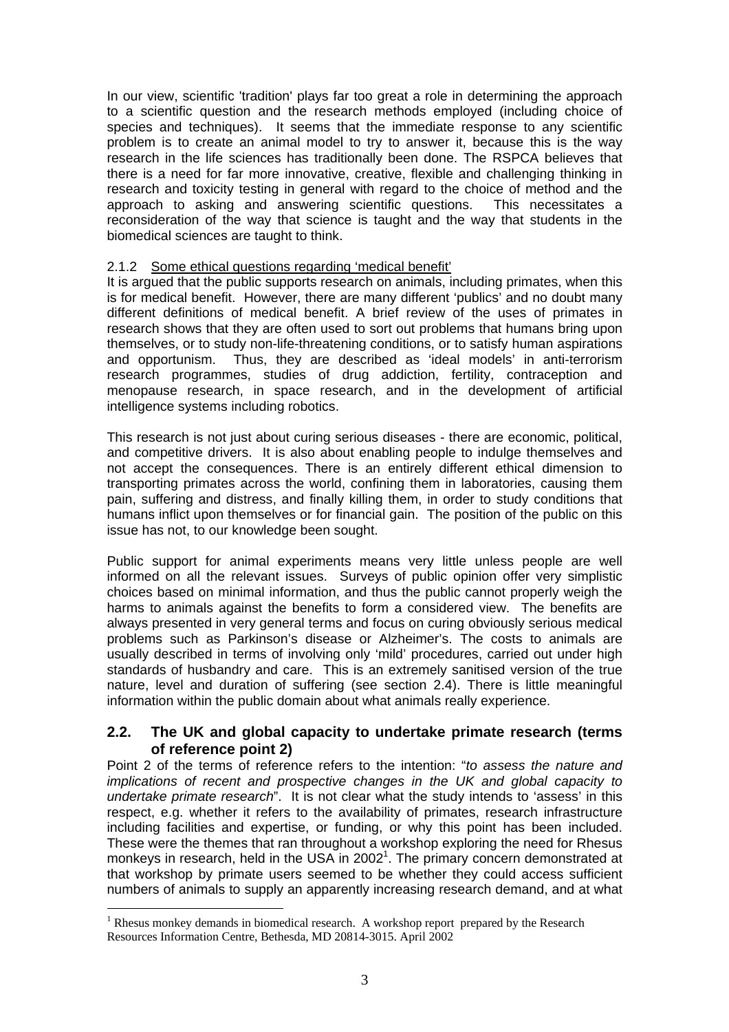In our view, scientific 'tradition' plays far too great a role in determining the approach to a scientific question and the research methods employed (including choice of species and techniques). It seems that the immediate response to any scientific problem is to create an animal model to try to answer it, because this is the way research in the life sciences has traditionally been done. The RSPCA believes that there is a need for far more innovative, creative, flexible and challenging thinking in research and toxicity testing in general with regard to the choice of method and the approach to asking and answering scientific questions. This necessitates a reconsideration of the way that science is taught and the way that students in the biomedical sciences are taught to think.

#### 2.1.2 Some ethical questions regarding 'medical benefit'

It is argued that the public supports research on animals, including primates, when this is for medical benefit. However, there are many different 'publics' and no doubt many different definitions of medical benefit. A brief review of the uses of primates in research shows that they are often used to sort out problems that humans bring upon themselves, or to study non-life-threatening conditions, or to satisfy human aspirations and opportunism. Thus, they are described as 'ideal models' in anti-terrorism research programmes, studies of drug addiction, fertility, contraception and menopause research, in space research, and in the development of artificial intelligence systems including robotics.

This research is not just about curing serious diseases - there are economic, political, and competitive drivers. It is also about enabling people to indulge themselves and not accept the consequences. There is an entirely different ethical dimension to transporting primates across the world, confining them in laboratories, causing them pain, suffering and distress, and finally killing them, in order to study conditions that humans inflict upon themselves or for financial gain. The position of the public on this issue has not, to our knowledge been sought.

Public support for animal experiments means very little unless people are well informed on all the relevant issues. Surveys of public opinion offer very simplistic choices based on minimal information, and thus the public cannot properly weigh the harms to animals against the benefits to form a considered view. The benefits are always presented in very general terms and focus on curing obviously serious medical problems such as Parkinson's disease or Alzheimer's. The costs to animals are usually described in terms of involving only 'mild' procedures, carried out under high standards of husbandry and care. This is an extremely sanitised version of the true nature, level and duration of suffering (see section 2.4). There is little meaningful information within the public domain about what animals really experience.

### 2.2. The UK and global capacity to undertake primate research (terms of reference point 2)

Point 2 of the terms of reference refers to the intention: "*to assess the nature and implications of recent and prospective changes in the UK and global capacity to undertake primate research*". It is not clear what the study intends to 'assess' in this respect, e.g. whether it refers to the availability of primates, research infrastructure including facilities and expertise, or funding, or why this point has been included. These were the themes that ran throughout a workshop exploring the need for Rhesus monkeys in research, held in the USA in 2002[1]. The primary concern demonstrated at that workshop by primate users seemed to be whether they could access sufficient numbers of animals to supply an apparently increasing research demand, and at what

[1] Rhesus monkey demands in biomedical research. A workshop report prepared by the Research Resources Information Centre, Bethesda, MD 20814-3015. April 2002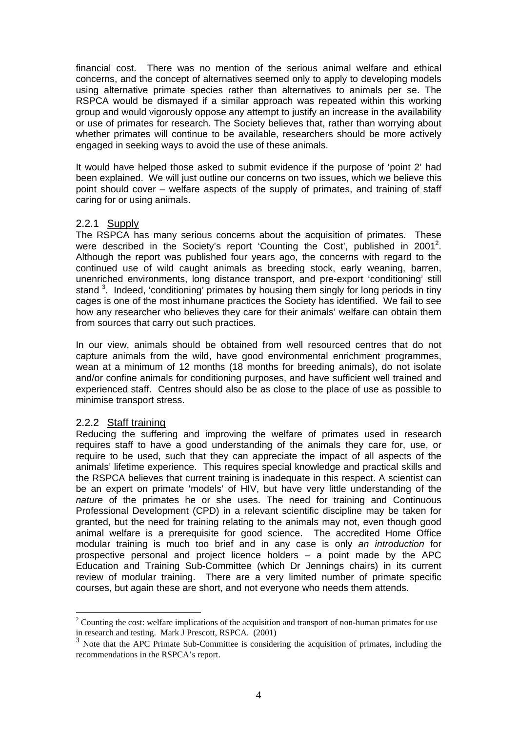financial cost. There was no mention of the serious animal welfare and ethical concerns, and the concept of alternatives seemed only to apply to developing models using alternative primate species rather than alternatives to animals per se. The RSPCA would be dismayed if a similar approach was repeated within this working group and would vigorously oppose any attempt to justify an increase in the availability or use of primates for research. The Society believes that, rather than worrying about whether primates will continue to be available, researchers should be more actively engaged in seeking ways to avoid the use of these animals.

It would have helped those asked to submit evidence if the purpose of 'point 2' had been explained. We will just outline our concerns on two issues, which we believe this point should cover – welfare aspects of the supply of primates, and training of staff caring for or using animals.

### 2.2.1 Supply

The RSPCA has many serious concerns about the acquisition of primates. These were described in the Society's report 'Counting the Cost', published in 2001[2]. Although the report was published four years ago, the concerns with regard to the continued use of wild caught animals as breeding stock, early weaning, barren, unenriched environments, long distance transport, and pre-export 'conditioning' still stand [3]. Indeed, 'conditioning' primates by housing them singly for long periods in tiny cages is one of the most inhumane practices the Society has identified. We fail to see how any researcher who believes they care for their animals' welfare can obtain them from sources that carry out such practices.

In our view, animals should be obtained from well resourced centres that do not capture animals from the wild, have good environmental enrichment programmes, wean at a minimum of 12 months (18 months for breeding animals), do not isolate and/or confine animals for conditioning purposes, and have sufficient well trained and experienced staff. Centres should also be as close to the place of use as possible to minimise transport stress.

### 2.2.2 Staff training

Reducing the suffering and improving the welfare of primates used in research requires staff to have a good understanding of the animals they care for, use, or require to be used, such that they can appreciate the impact of all aspects of the animals' lifetime experience. This requires special knowledge and practical skills and the RSPCA believes that current training is inadequate in this respect. A scientist can be an expert on primate 'models' of HIV, but have very little understanding of the *nature* of the primates he or she uses. The need for training and Continuous Professional Development (CPD) in a relevant scientific discipline may be taken for granted, but the need for training relating to the animals may not, even though good animal welfare is a prerequisite for good science. The accredited Home Office modular training is much too brief and in any case is only *an introduction* for prospective personal and project licence holders – a point made by the APC Education and Training Sub-Committee (which Dr Jennings chairs) in its current review of modular training. There are a very limited number of primate specific courses, but again these are short, and not everyone who needs them attends.

---

[2] Counting the cost: welfare implications of the acquisition and transport of non-human primates for use in research and testing. Mark J Prescott, RSPCA. (2001)

[3] Note that the APC Primate Sub-Committee is considering the acquisition of primates, including the recommendations in the RSPCA's report.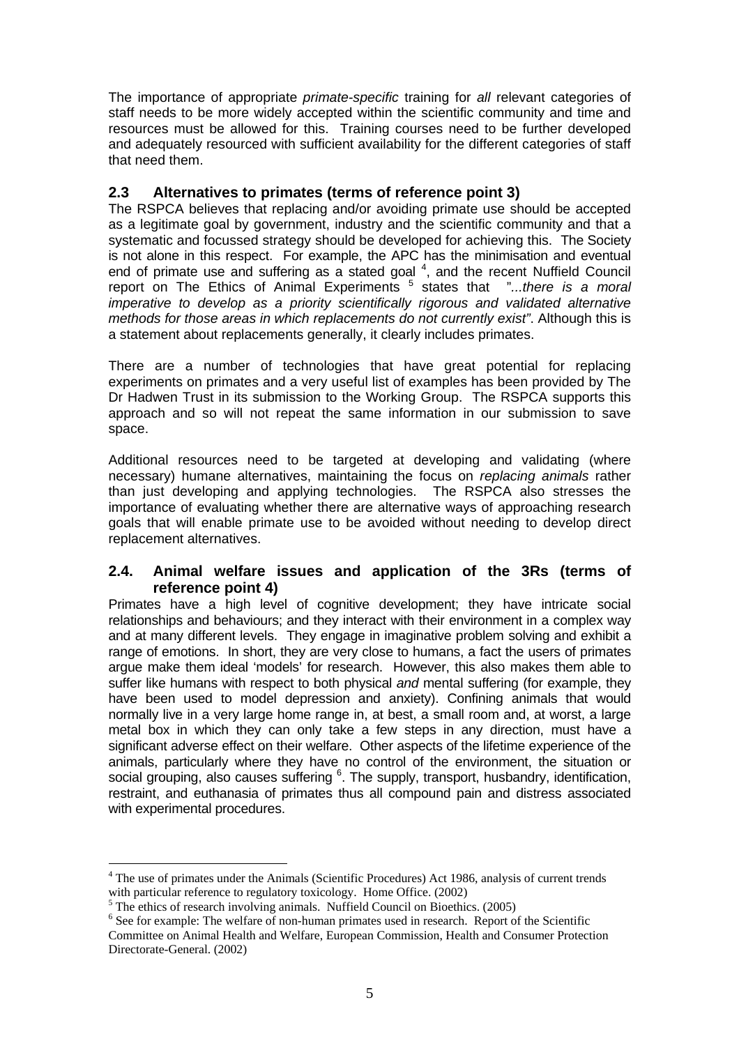The importance of appropriate *primate-specific* training for *all* relevant categories of staff needs to be more widely accepted within the scientific community and time and resources must be allowed for this. Training courses need to be further developed and adequately resourced with sufficient availability for the different categories of staff that need them.

## 2.3 Alternatives to primates (terms of reference point 3)

The RSPCA believes that replacing and/or avoiding primate use should be accepted as a legitimate goal by government, industry and the scientific community and that a systematic and focussed strategy should be developed for achieving this. The Society is not alone in this respect. For example, the APC has the minimisation and eventual end of primate use and suffering as a stated goal [4], and the recent Nuffield Council report on The Ethics of Animal Experiments [5] states that *"...there is a moral imperative to develop as a priority scientifically rigorous and validated alternative methods for those areas in which replacements do not currently exist"*. Although this is a statement about replacements generally, it clearly includes primates.

There are a number of technologies that have great potential for replacing experiments on primates and a very useful list of examples has been provided by The Dr Hadwen Trust in its submission to the Working Group. The RSPCA supports this approach and so will not repeat the same information in our submission to save space.

Additional resources need to be targeted at developing and validating (where necessary) humane alternatives, maintaining the focus on *replacing animals* rather than just developing and applying technologies. The RSPCA also stresses the importance of evaluating whether there are alternative ways of approaching research goals that will enable primate use to be avoided without needing to develop direct replacement alternatives.

## 2.4. Animal welfare issues and application of the 3Rs (terms of reference point 4)

Primates have a high level of cognitive development; they have intricate social relationships and behaviours; and they interact with their environment in a complex way and at many different levels. They engage in imaginative problem solving and exhibit a range of emotions. In short, they are very close to humans, a fact the users of primates argue make them ideal 'models' for research. However, this also makes them able to suffer like humans with respect to both physical *and* mental suffering (for example, they have been used to model depression and anxiety). Confining animals that would normally live in a very large home range in, at best, a small room and, at worst, a large metal box in which they can only take a few steps in any direction, must have a significant adverse effect on their welfare. Other aspects of the lifetime experience of the animals, particularly where they have no control of the environment, the situation or social grouping, also causes suffering [6]. The supply, transport, husbandry, identification, restraint, and euthanasia of primates thus all compound pain and distress associated with experimental procedures.

---

[4] The use of primates under the Animals (Scientific Procedures) Act 1986, analysis of current trends with particular reference to regulatory toxicology. Home Office. (2002)

[5] The ethics of research involving animals. Nuffield Council on Bioethics. (2005)

[6] See for example: The welfare of non-human primates used in research. Report of the Scientific Committee on Animal Health and Welfare, European Commission, Health and Consumer Protection Directorate-General. (2002)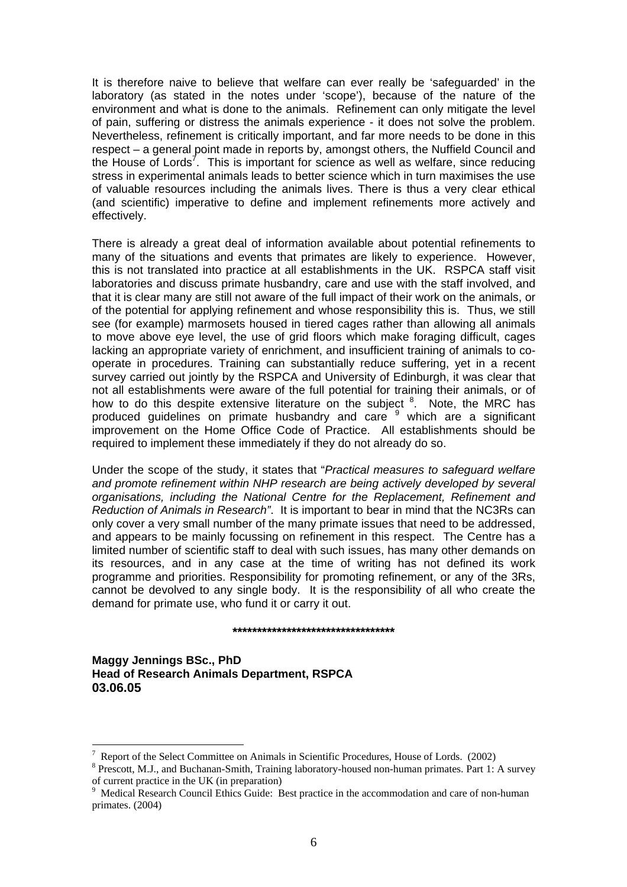It is therefore naive to believe that welfare can ever really be 'safeguarded' in the laboratory (as stated in the notes under 'scope'), because of the nature of the environment and what is done to the animals. Refinement can only mitigate the level of pain, suffering or distress the animals experience - it does not solve the problem. Nevertheless, refinement is critically important, and far more needs to be done in this respect – a general point made in reports by, amongst others, the Nuffield Council and the House of Lords[7]. This is important for science as well as welfare, since reducing stress in experimental animals leads to better science which in turn maximises the use of valuable resources including the animals lives. There is thus a very clear ethical (and scientific) imperative to define and implement refinements more actively and effectively.

There is already a great deal of information available about potential refinements to many of the situations and events that primates are likely to experience. However, this is not translated into practice at all establishments in the UK. RSPCA staff visit laboratories and discuss primate husbandry, care and use with the staff involved, and that it is clear many are still not aware of the full impact of their work on the animals, or of the potential for applying refinement and whose responsibility this is. Thus, we still see (for example) marmosets housed in tiered cages rather than allowing all animals to move above eye level, the use of grid floors which make foraging difficult, cages lacking an appropriate variety of enrichment, and insufficient training of animals to co-operate in procedures. Training can substantially reduce suffering, yet in a recent survey carried out jointly by the RSPCA and University of Edinburgh, it was clear that not all establishments were aware of the full potential for training their animals, or of how to do this despite extensive literature on the subject [8]. Note, the MRC has produced guidelines on primate husbandry and care [9] which are a significant improvement on the Home Office Code of Practice. All establishments should be required to implement these immediately if they do not already do so.

Under the scope of the study, it states that "*Practical measures to safeguard welfare and promote refinement within NHP research are being actively developed by several organisations, including the National Centre for the Replacement, Refinement and Reduction of Animals in Research"*. It is important to bear in mind that the NC3Rs can only cover a very small number of the many primate issues that need to be addressed, and appears to be mainly focussing on refinement in this respect. The Centre has a limited number of scientific staff to deal with such issues, has many other demands on its resources, and in any case at the time of writing has not defined its work programme and priorities. Responsibility for promoting refinement, or any of the 3Rs, cannot be devolved to any single body. It is the responsibility of all who create the demand for primate use, who fund it or carry it out.

**********************************

**Maggy Jennings BSc., PhD**
**Head of Research Animals Department, RSPCA**
**03.06.05**

---

[7] Report of the Select Committee on Animals in Scientific Procedures, House of Lords. (2002)

[8] Prescott, M.J., and Buchanan-Smith, Training laboratory-housed non-human primates. Part 1: A survey of current practice in the UK (in preparation)

[9] Medical Research Council Ethics Guide: Best practice in the accommodation and care of non-human primates. (2004)